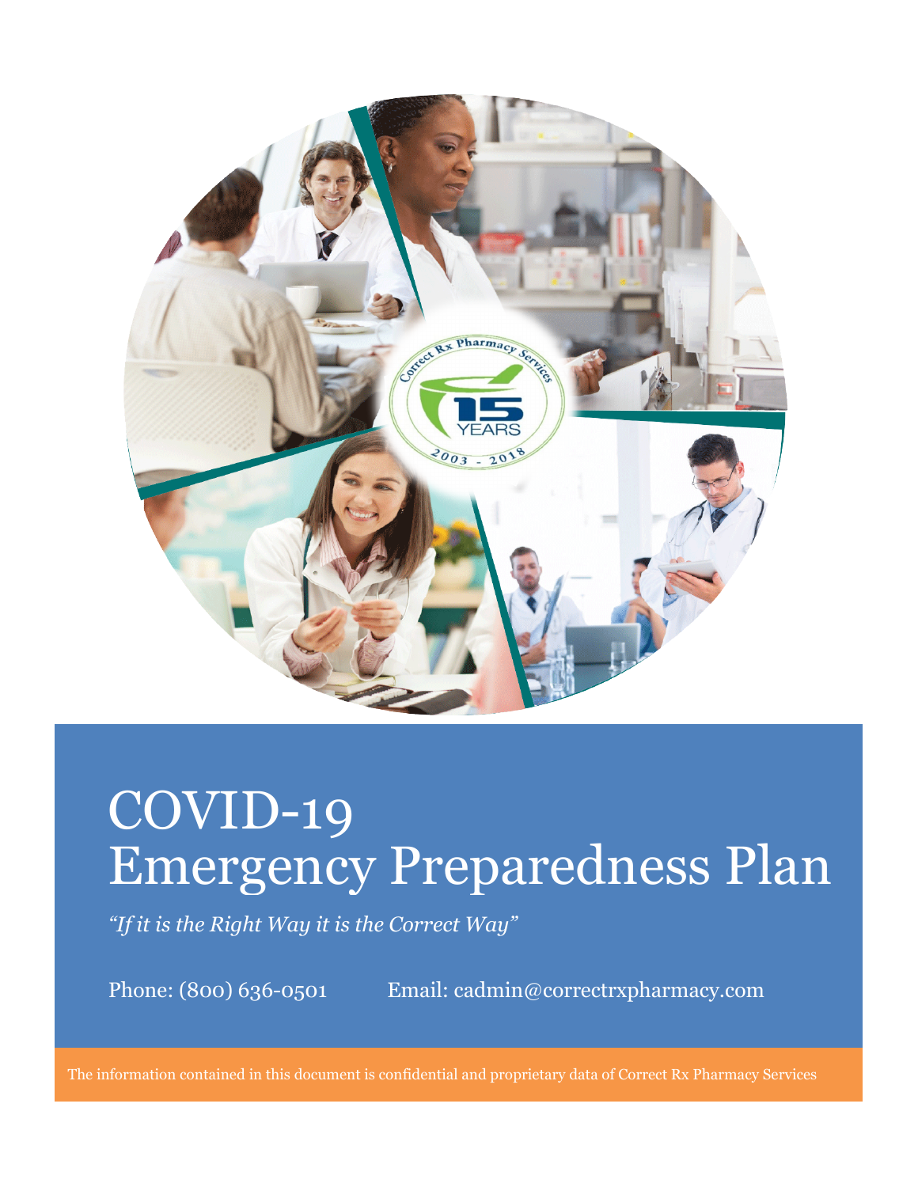# COVID-19 Emergency Preparedness Plan

*"If it is the Right Way it is the Correct Way"*

Phone: (800) 636-0501 Email: cadmin@correctrxpharmacy.com

The information contained in this document is confidential and proprietary data of Correct Rx Pharmacy Services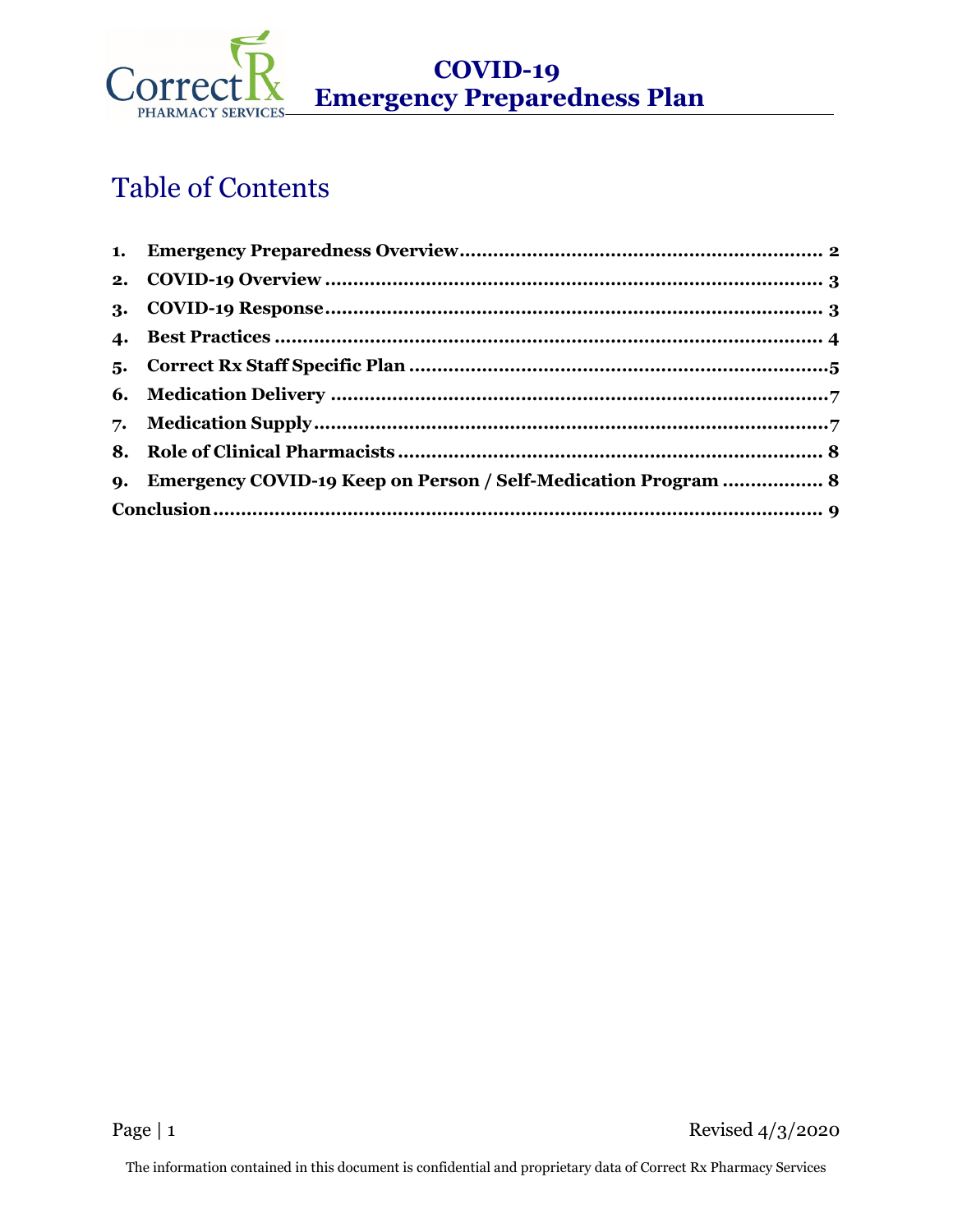# Table of Contents

1. **Emergency Preparedness Overview** .......... 2
2. **COVID-19 Overview** .......... 3
3. **COVID-19 Response** .......... 3
4. **Best Practices** .......... 4
5. **Correct Rx Staff Specific Plan** .......... 5
6. **Medication Delivery** .......... 7
7. **Medication Supply** .......... 7
8. **Role of Clinical Pharmacists** .......... 8
9. **Emergency COVID-19 Keep on Person / Self-Medication Program** .......... 8

**Conclusion** .......... 9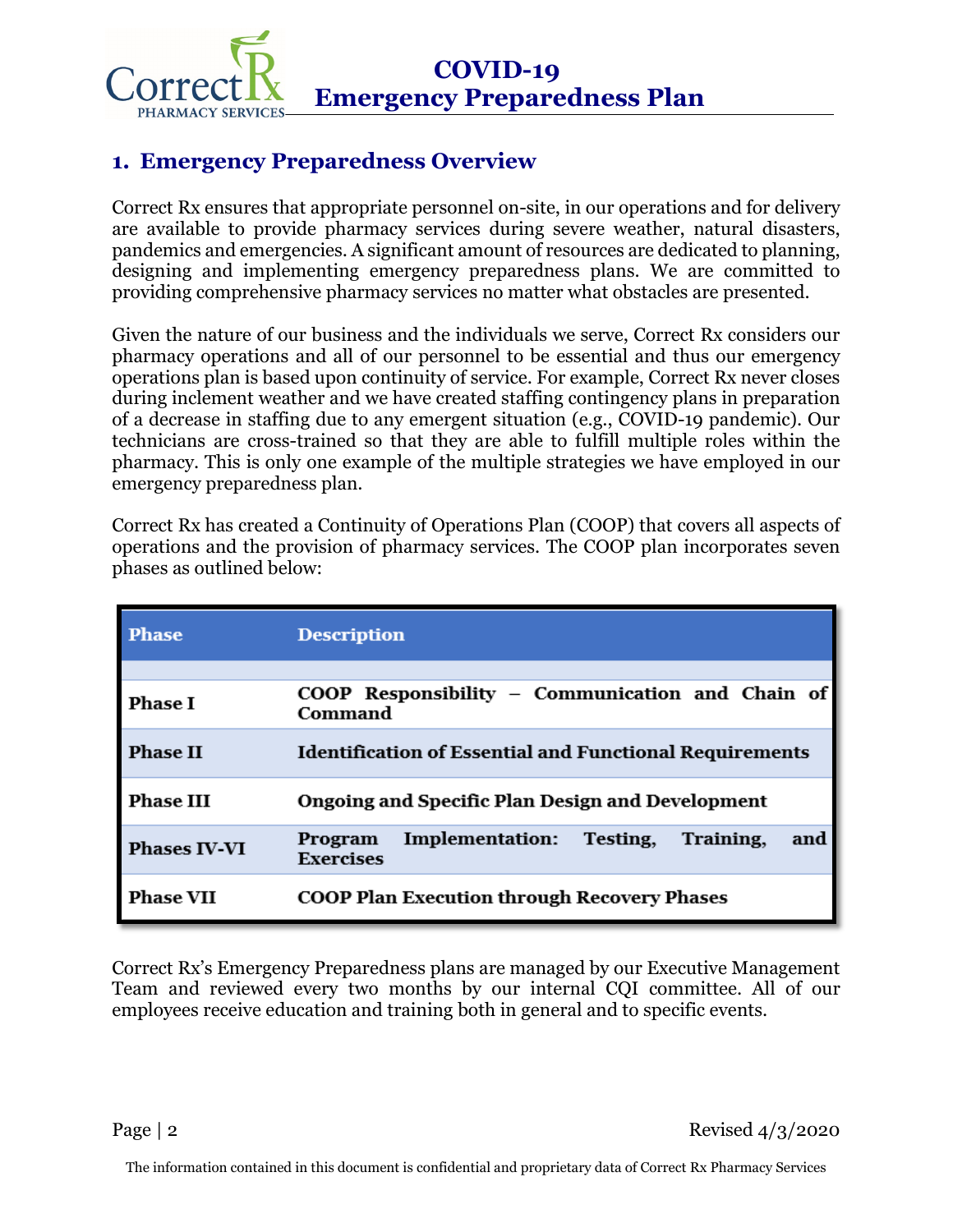## 1. Emergency Preparedness Overview

Correct Rx ensures that appropriate personnel on-site, in our operations and for delivery are available to provide pharmacy services during severe weather, natural disasters, pandemics and emergencies. A significant amount of resources are dedicated to planning, designing and implementing emergency preparedness plans. We are committed to providing comprehensive pharmacy services no matter what obstacles are presented.

Given the nature of our business and the individuals we serve, Correct Rx considers our pharmacy operations and all of our personnel to be essential and thus our emergency operations plan is based upon continuity of service. For example, Correct Rx never closes during inclement weather and we have created staffing contingency plans in preparation of a decrease in staffing due to any emergent situation (e.g., COVID-19 pandemic). Our technicians are cross-trained so that they are able to fulfill multiple roles within the pharmacy. This is only one example of the multiple strategies we have employed in our emergency preparedness plan.

Correct Rx has created a Continuity of Operations Plan (COOP) that covers all aspects of operations and the provision of pharmacy services. The COOP plan incorporates seven phases as outlined below:

| Phase | Description |
|---|---|
| Phase I | COOP Responsibility – Communication and Chain of Command |
| Phase II | Identification of Essential and Functional Requirements |
| Phase III | Ongoing and Specific Plan Design and Development |
| Phases IV-VI | Program Implementation: Testing, Training, and Exercises |
| Phase VII | COOP Plan Execution through Recovery Phases |

Correct Rx's Emergency Preparedness plans are managed by our Executive Management Team and reviewed every two months by our internal CQI committee. All of our employees receive education and training both in general and to specific events.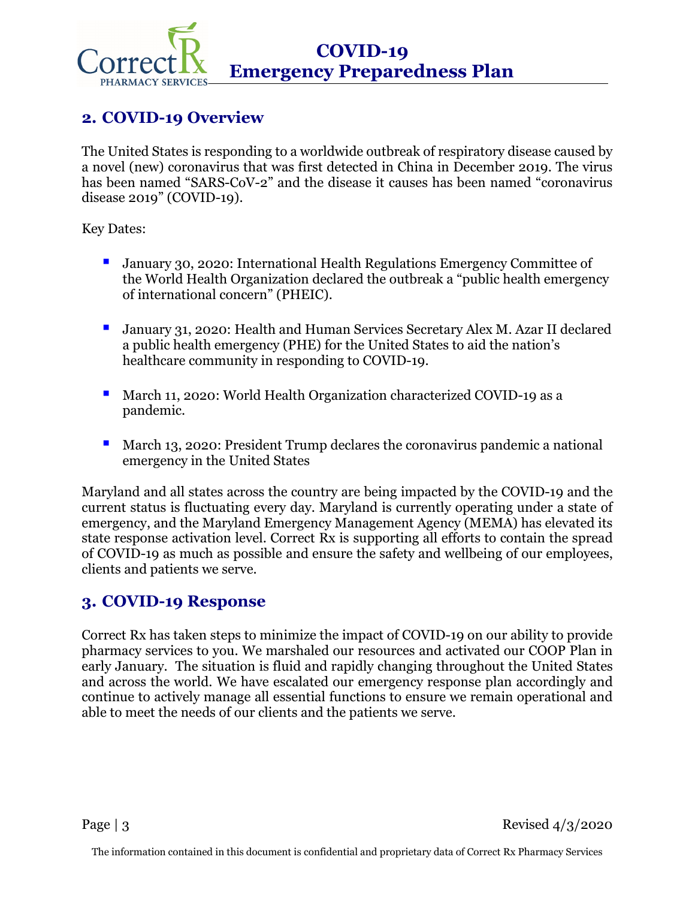## 2. COVID-19 Overview

The United States is responding to a worldwide outbreak of respiratory disease caused by a novel (new) coronavirus that was first detected in China in December 2019. The virus has been named "SARS-CoV-2" and the disease it causes has been named "coronavirus disease 2019" (COVID-19).

Key Dates:

- January 30, 2020: International Health Regulations Emergency Committee of the World Health Organization declared the outbreak a "public health emergency of international concern" (PHEIC).
- January 31, 2020: Health and Human Services Secretary Alex M. Azar II declared a public health emergency (PHE) for the United States to aid the nation's healthcare community in responding to COVID-19.
- March 11, 2020: World Health Organization characterized COVID-19 as a pandemic.
- March 13, 2020: President Trump declares the coronavirus pandemic a national emergency in the United States

Maryland and all states across the country are being impacted by the COVID-19 and the current status is fluctuating every day. Maryland is currently operating under a state of emergency, and the Maryland Emergency Management Agency (MEMA) has elevated its state response activation level. Correct Rx is supporting all efforts to contain the spread of COVID-19 as much as possible and ensure the safety and wellbeing of our employees, clients and patients we serve.

## 3. COVID-19 Response

Correct Rx has taken steps to minimize the impact of COVID-19 on our ability to provide pharmacy services to you. We marshaled our resources and activated our COOP Plan in early January. The situation is fluid and rapidly changing throughout the United States and across the world. We have escalated our emergency response plan accordingly and continue to actively manage all essential functions to ensure we remain operational and able to meet the needs of our clients and the patients we serve.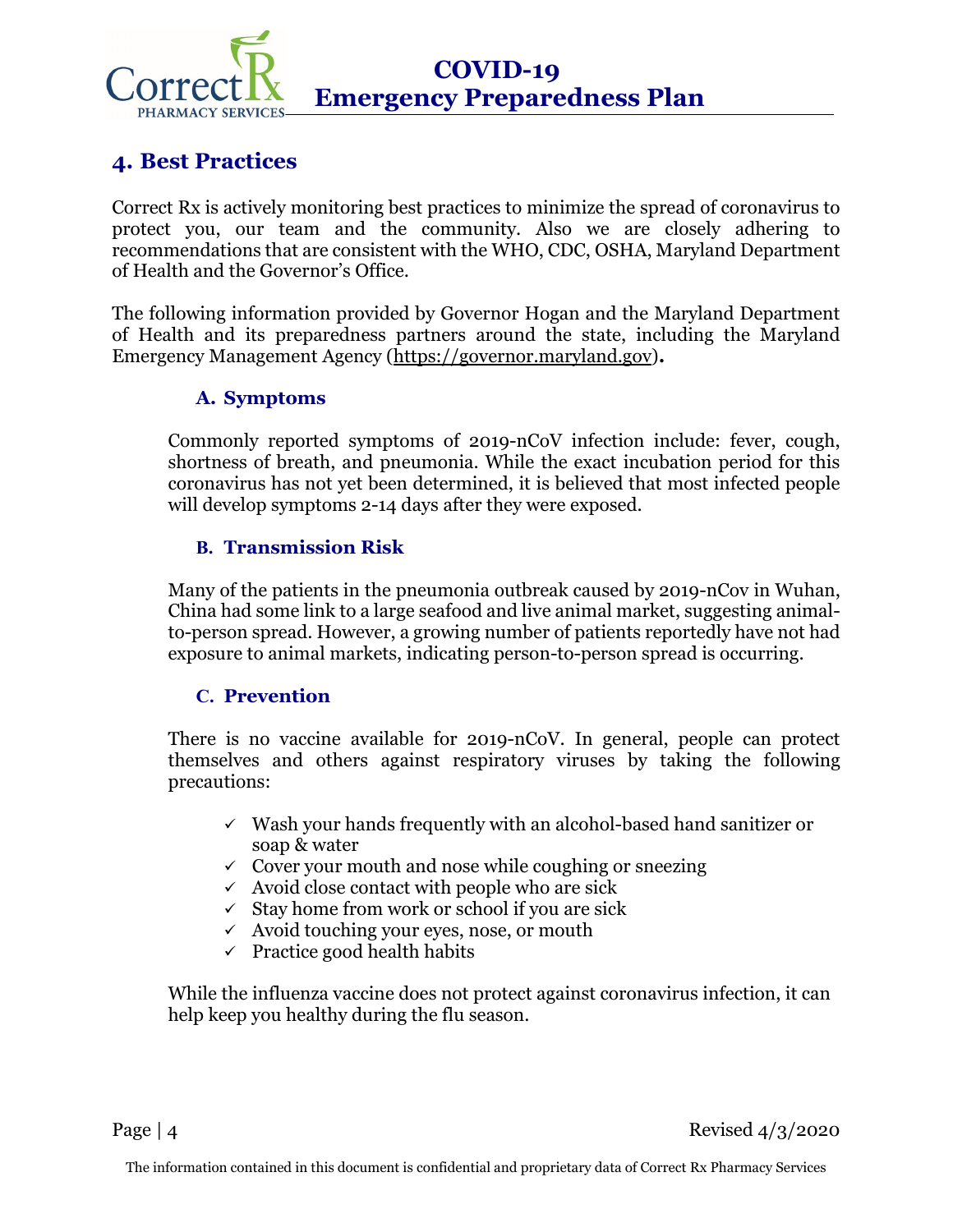## 4. Best Practices

Correct Rx is actively monitoring best practices to minimize the spread of coronavirus to protect you, our team and the community. Also we are closely adhering to recommendations that are consistent with the WHO, CDC, OSHA, Maryland Department of Health and the Governor's Office.

The following information provided by Governor Hogan and the Maryland Department of Health and its preparedness partners around the state, including the Maryland Emergency Management Agency (https://governor.maryland.gov)**.**

### A. Symptoms

Commonly reported symptoms of 2019-nCoV infection include: fever, cough, shortness of breath, and pneumonia. While the exact incubation period for this coronavirus has not yet been determined, it is believed that most infected people will develop symptoms 2-14 days after they were exposed.

### B. Transmission Risk

Many of the patients in the pneumonia outbreak caused by 2019-nCov in Wuhan, China had some link to a large seafood and live animal market, suggesting animal-to-person spread. However, a growing number of patients reportedly have not had exposure to animal markets, indicating person-to-person spread is occurring.

### C. Prevention

There is no vaccine available for 2019-nCoV. In general, people can protect themselves and others against respiratory viruses by taking the following precautions:

- ✓ Wash your hands frequently with an alcohol-based hand sanitizer or soap & water
- ✓ Cover your mouth and nose while coughing or sneezing
- ✓ Avoid close contact with people who are sick
- ✓ Stay home from work or school if you are sick
- ✓ Avoid touching your eyes, nose, or mouth
- ✓ Practice good health habits

While the influenza vaccine does not protect against coronavirus infection, it can help keep you healthy during the flu season.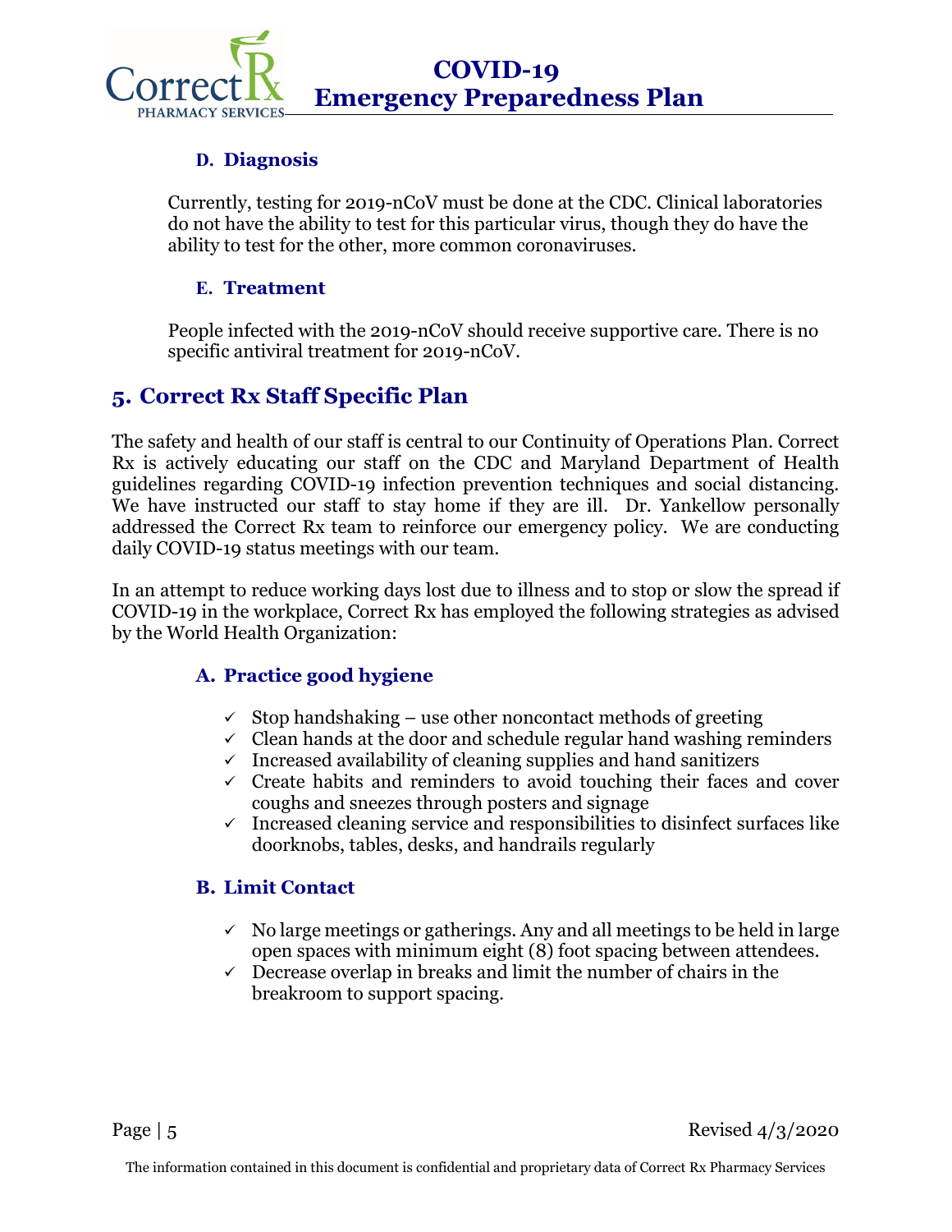### D. Diagnosis

Currently, testing for 2019-nCoV must be done at the CDC. Clinical laboratories do not have the ability to test for this particular virus, though they do have the ability to test for the other, more common coronaviruses.

### E. Treatment

People infected with the 2019-nCoV should receive supportive care. There is no specific antiviral treatment for 2019-nCoV.

## 5. Correct Rx Staff Specific Plan

The safety and health of our staff is central to our Continuity of Operations Plan. Correct Rx is actively educating our staff on the CDC and Maryland Department of Health guidelines regarding COVID-19 infection prevention techniques and social distancing. We have instructed our staff to stay home if they are ill. Dr. Yankellow personally addressed the Correct Rx team to reinforce our emergency policy. We are conducting daily COVID-19 status meetings with our team.

In an attempt to reduce working days lost due to illness and to stop or slow the spread if COVID-19 in the workplace, Correct Rx has employed the following strategies as advised by the World Health Organization:

### A. Practice good hygiene

- ✓ Stop handshaking – use other noncontact methods of greeting
- ✓ Clean hands at the door and schedule regular hand washing reminders
- ✓ Increased availability of cleaning supplies and hand sanitizers
- ✓ Create habits and reminders to avoid touching their faces and cover coughs and sneezes through posters and signage
- ✓ Increased cleaning service and responsibilities to disinfect surfaces like doorknobs, tables, desks, and handrails regularly

### B. Limit Contact

- ✓ No large meetings or gatherings. Any and all meetings to be held in large open spaces with minimum eight (8) foot spacing between attendees.
- ✓ Decrease overlap in breaks and limit the number of chairs in the breakroom to support spacing.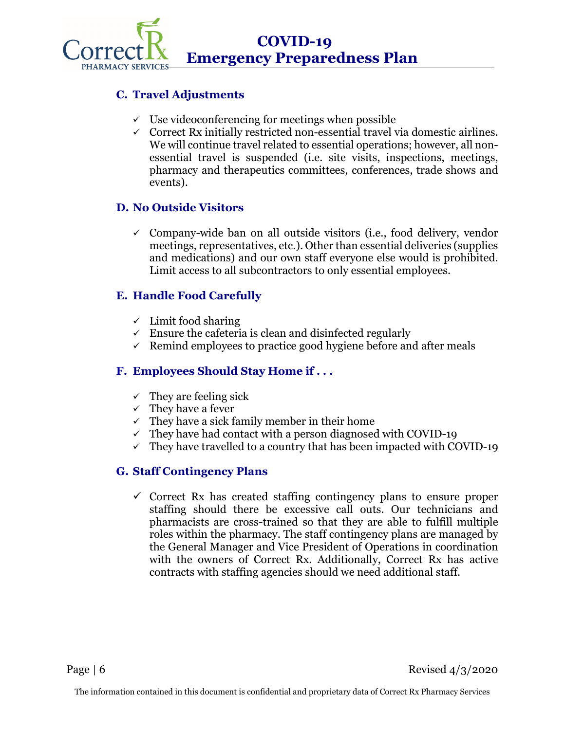### C. Travel Adjustments

- ✓ Use videoconferencing for meetings when possible
- ✓ Correct Rx initially restricted non-essential travel via domestic airlines. We will continue travel related to essential operations; however, all non-essential travel is suspended (i.e. site visits, inspections, meetings, pharmacy and therapeutics committees, conferences, trade shows and events).

### D. No Outside Visitors

- ✓ Company-wide ban on all outside visitors (i.e., food delivery, vendor meetings, representatives, etc.). Other than essential deliveries (supplies and medications) and our own staff everyone else would is prohibited. Limit access to all subcontractors to only essential employees.

### E. Handle Food Carefully

- ✓ Limit food sharing
- ✓ Ensure the cafeteria is clean and disinfected regularly
- ✓ Remind employees to practice good hygiene before and after meals

### F. Employees Should Stay Home if . . .

- ✓ They are feeling sick
- ✓ They have a fever
- ✓ They have a sick family member in their home
- ✓ They have had contact with a person diagnosed with COVID-19
- ✓ They have travelled to a country that has been impacted with COVID-19

### G. Staff Contingency Plans

- ✓ Correct Rx has created staffing contingency plans to ensure proper staffing should there be excessive call outs. Our technicians and pharmacists are cross-trained so that they are able to fulfill multiple roles within the pharmacy. The staff contingency plans are managed by the General Manager and Vice President of Operations in coordination with the owners of Correct Rx. Additionally, Correct Rx has active contracts with staffing agencies should we need additional staff.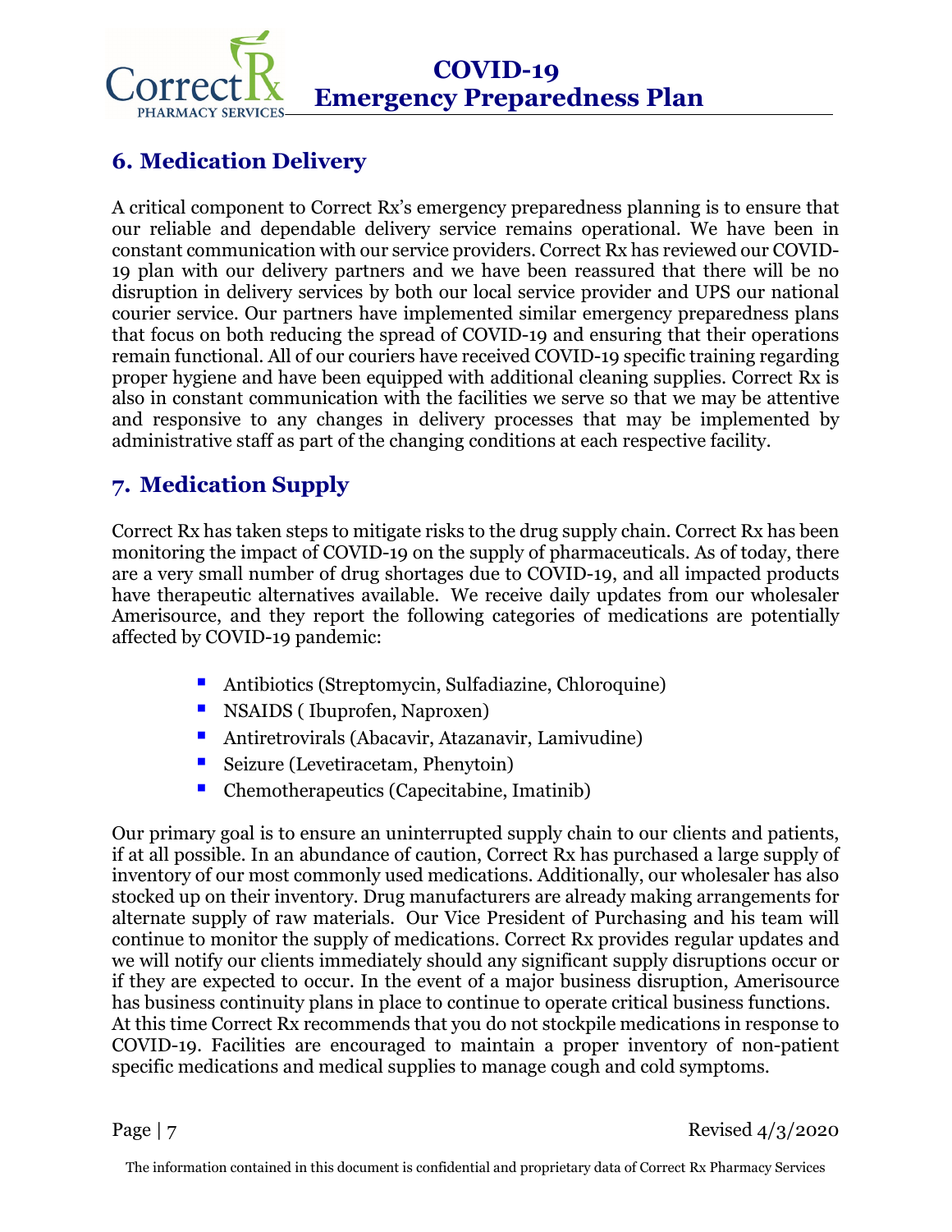## 6. Medication Delivery

A critical component to Correct Rx's emergency preparedness planning is to ensure that our reliable and dependable delivery service remains operational. We have been in constant communication with our service providers. Correct Rx has reviewed our COVID-19 plan with our delivery partners and we have been reassured that there will be no disruption in delivery services by both our local service provider and UPS our national courier service. Our partners have implemented similar emergency preparedness plans that focus on both reducing the spread of COVID-19 and ensuring that their operations remain functional. All of our couriers have received COVID-19 specific training regarding proper hygiene and have been equipped with additional cleaning supplies. Correct Rx is also in constant communication with the facilities we serve so that we may be attentive and responsive to any changes in delivery processes that may be implemented by administrative staff as part of the changing conditions at each respective facility.

## 7. Medication Supply

Correct Rx has taken steps to mitigate risks to the drug supply chain. Correct Rx has been monitoring the impact of COVID-19 on the supply of pharmaceuticals. As of today, there are a very small number of drug shortages due to COVID-19, and all impacted products have therapeutic alternatives available. We receive daily updates from our wholesaler Amerisource, and they report the following categories of medications are potentially affected by COVID-19 pandemic:

- Antibiotics (Streptomycin, Sulfadiazine, Chloroquine)
- NSAIDS ( Ibuprofen, Naproxen)
- Antiretrovirals (Abacavir, Atazanavir, Lamivudine)
- Seizure (Levetiracetam, Phenytoin)
- Chemotherapeutics (Capecitabine, Imatinib)

Our primary goal is to ensure an uninterrupted supply chain to our clients and patients, if at all possible. In an abundance of caution, Correct Rx has purchased a large supply of inventory of our most commonly used medications. Additionally, our wholesaler has also stocked up on their inventory. Drug manufacturers are already making arrangements for alternate supply of raw materials. Our Vice President of Purchasing and his team will continue to monitor the supply of medications. Correct Rx provides regular updates and we will notify our clients immediately should any significant supply disruptions occur or if they are expected to occur. In the event of a major business disruption, Amerisource has business continuity plans in place to continue to operate critical business functions. At this time Correct Rx recommends that you do not stockpile medications in response to COVID-19. Facilities are encouraged to maintain a proper inventory of non-patient specific medications and medical supplies to manage cough and cold symptoms.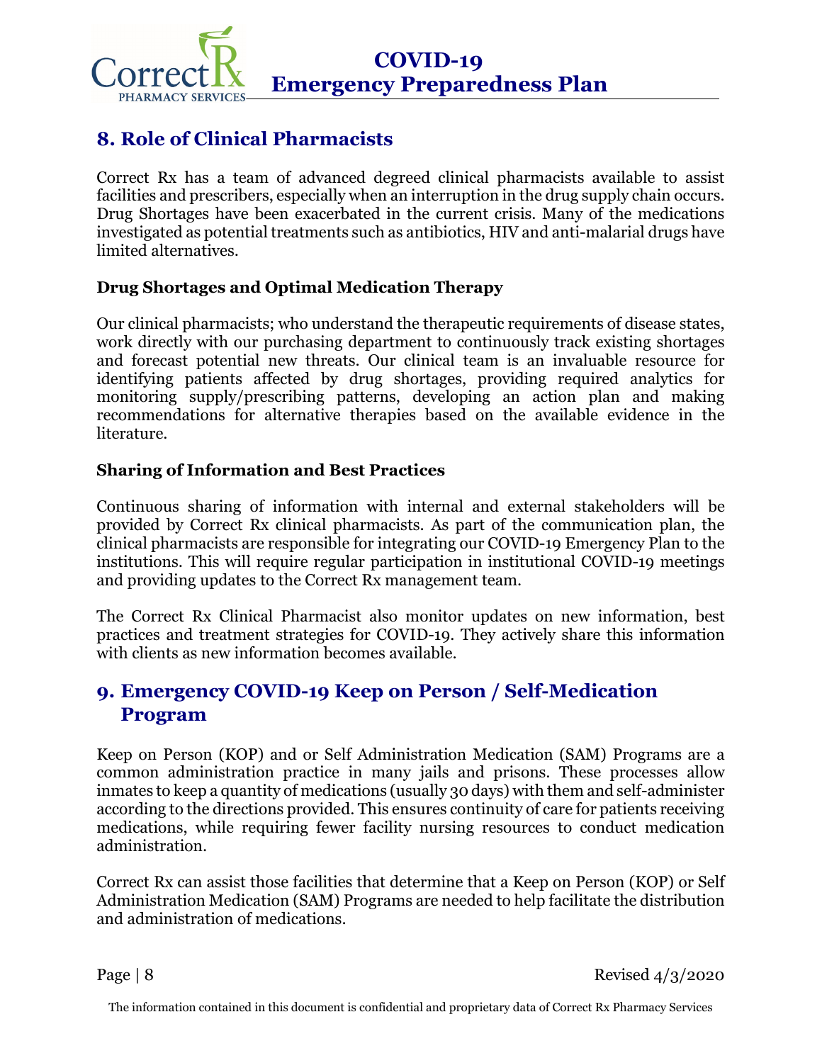## 8. Role of Clinical Pharmacists

Correct Rx has a team of advanced degreed clinical pharmacists available to assist facilities and prescribers, especially when an interruption in the drug supply chain occurs. Drug Shortages have been exacerbated in the current crisis. Many of the medications investigated as potential treatments such as antibiotics, HIV and anti-malarial drugs have limited alternatives.

### Drug Shortages and Optimal Medication Therapy

Our clinical pharmacists; who understand the therapeutic requirements of disease states, work directly with our purchasing department to continuously track existing shortages and forecast potential new threats. Our clinical team is an invaluable resource for identifying patients affected by drug shortages, providing required analytics for monitoring supply/prescribing patterns, developing an action plan and making recommendations for alternative therapies based on the available evidence in the literature.

### Sharing of Information and Best Practices

Continuous sharing of information with internal and external stakeholders will be provided by Correct Rx clinical pharmacists. As part of the communication plan, the clinical pharmacists are responsible for integrating our COVID-19 Emergency Plan to the institutions. This will require regular participation in institutional COVID-19 meetings and providing updates to the Correct Rx management team.

The Correct Rx Clinical Pharmacist also monitor updates on new information, best practices and treatment strategies for COVID-19. They actively share this information with clients as new information becomes available.

## 9. Emergency COVID-19 Keep on Person / Self-Medication Program

Keep on Person (KOP) and or Self Administration Medication (SAM) Programs are a common administration practice in many jails and prisons. These processes allow inmates to keep a quantity of medications (usually 30 days) with them and self-administer according to the directions provided. This ensures continuity of care for patients receiving medications, while requiring fewer facility nursing resources to conduct medication administration.

Correct Rx can assist those facilities that determine that a Keep on Person (KOP) or Self Administration Medication (SAM) Programs are needed to help facilitate the distribution and administration of medications.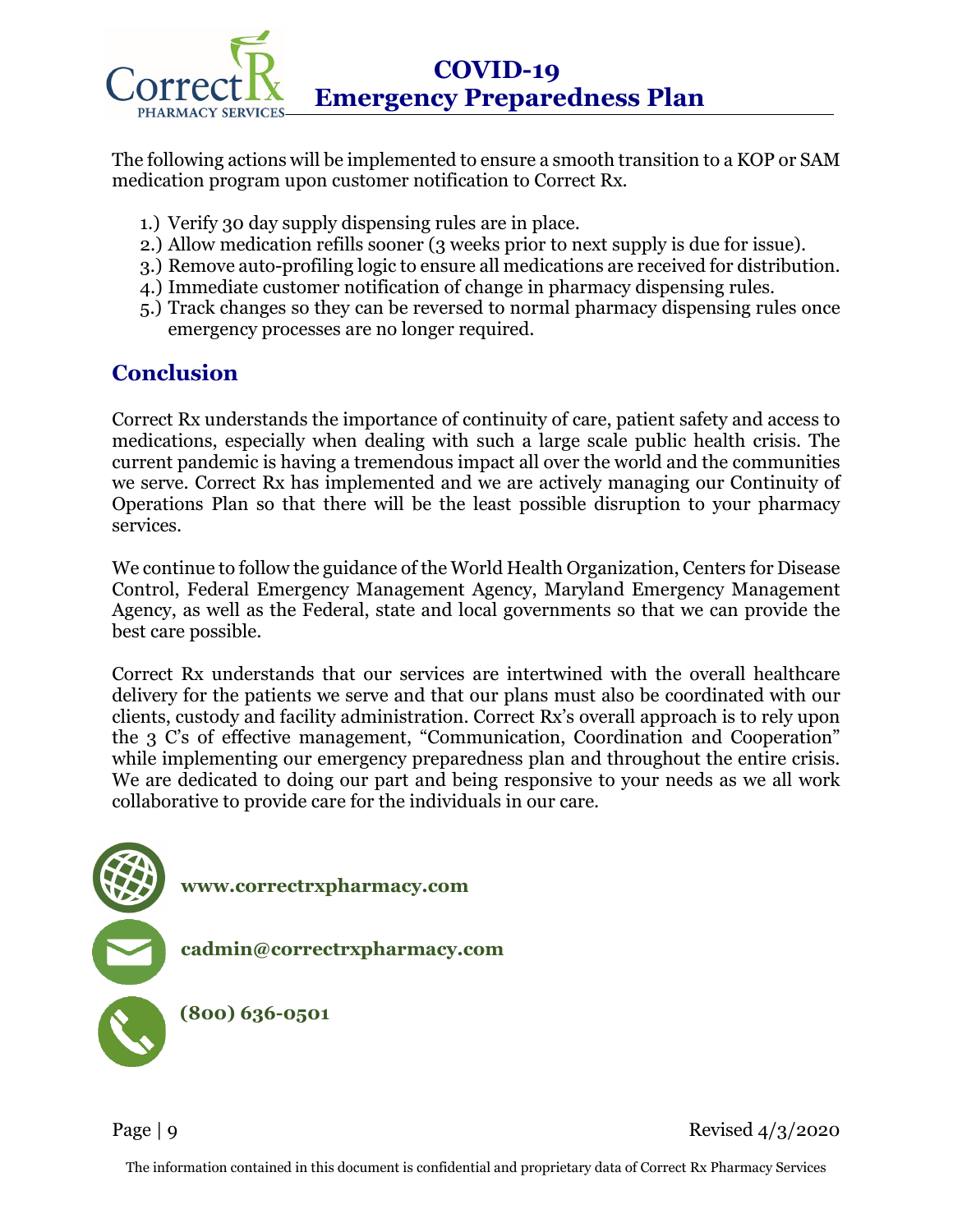The following actions will be implemented to ensure a smooth transition to a KOP or SAM medication program upon customer notification to Correct Rx.

1.) Verify 30 day supply dispensing rules are in place.
2.) Allow medication refills sooner (3 weeks prior to next supply is due for issue).
3.) Remove auto-profiling logic to ensure all medications are received for distribution.
4.) Immediate customer notification of change in pharmacy dispensing rules.
5.) Track changes so they can be reversed to normal pharmacy dispensing rules once emergency processes are no longer required.

## Conclusion

Correct Rx understands the importance of continuity of care, patient safety and access to medications, especially when dealing with such a large scale public health crisis. The current pandemic is having a tremendous impact all over the world and the communities we serve. Correct Rx has implemented and we are actively managing our Continuity of Operations Plan so that there will be the least possible disruption to your pharmacy services.

We continue to follow the guidance of the World Health Organization, Centers for Disease Control, Federal Emergency Management Agency, Maryland Emergency Management Agency, as well as the Federal, state and local governments so that we can provide the best care possible.

Correct Rx understands that our services are intertwined with the overall healthcare delivery for the patients we serve and that our plans must also be coordinated with our clients, custody and facility administration. Correct Rx's overall approach is to rely upon the 3 C's of effective management, "Communication, Coordination and Cooperation" while implementing our emergency preparedness plan and throughout the entire crisis. We are dedicated to doing our part and being responsive to your needs as we all work collaborative to provide care for the individuals in our care.

**www.correctrxpharmacy.com**

**cadmin@correctrxpharmacy.com**

**(800) 636-0501**

Revised 4/3/2020

The information contained in this document is confidential and proprietary data of Correct Rx Pharmacy Services